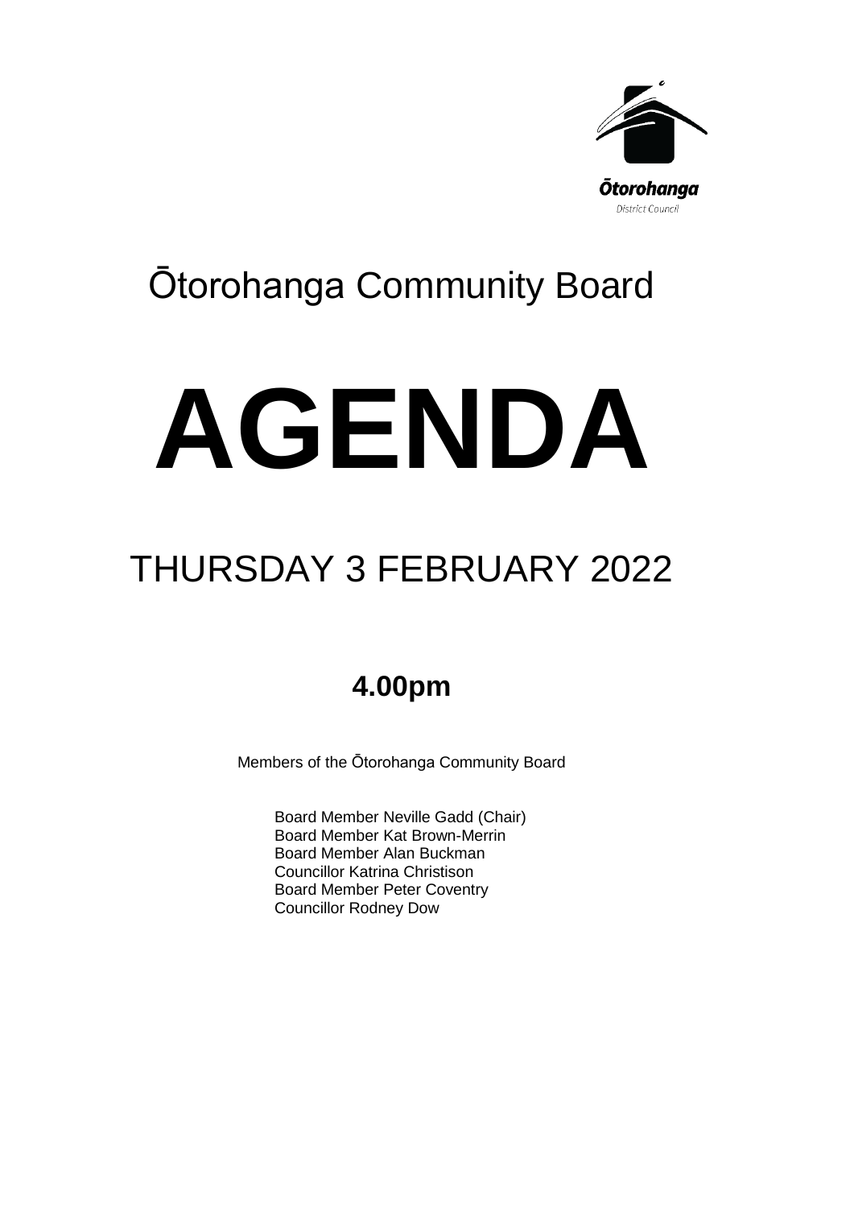Ōtorohanga
District Council

# Ōtorohanga Community Board

# AGENDA

## THURSDAY 3 FEBRUARY 2022

**4.00pm**

Members of the Ōtorohanga Community Board

Board Member Neville Gadd (Chair)
Board Member Kat Brown-Merrin
Board Member Alan Buckman
Councillor Katrina Christison
Board Member Peter Coventry
Councillor Rodney Dow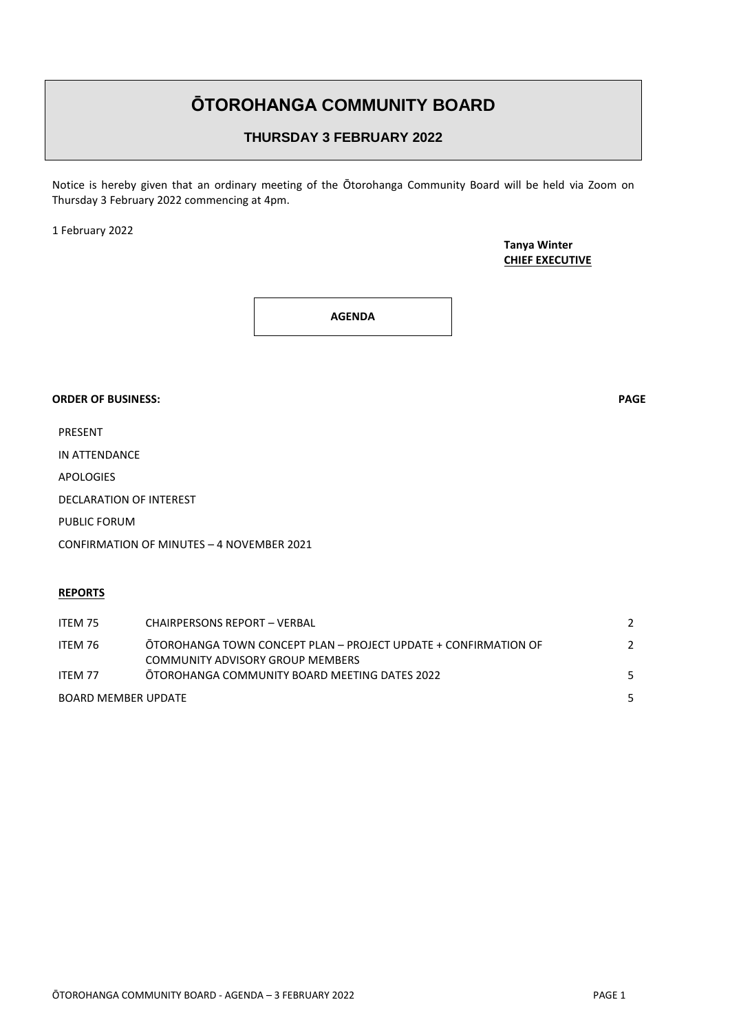# ŌTOROHANGA COMMUNITY BOARD

## THURSDAY 3 FEBRUARY 2022

Notice is hereby given that an ordinary meeting of the Ōtorohanga Community Board will be held via Zoom on Thursday 3 February 2022 commencing at 4pm.

1 February 2022

**Tanya Winter**
**CHIEF EXECUTIVE**

**AGENDA**

**ORDER OF BUSINESS:** **PAGE**

PRESENT

IN ATTENDANCE

APOLOGIES

DECLARATION OF INTEREST

PUBLIC FORUM

CONFIRMATION OF MINUTES – 4 NOVEMBER 2021

**REPORTS**

| | | |
|---|---|---|
| ITEM 75 | CHAIRPERSONS REPORT – VERBAL | 2 |
| ITEM 76 | ŌTOROHANGA TOWN CONCEPT PLAN – PROJECT UPDATE + CONFIRMATION OF COMMUNITY ADVISORY GROUP MEMBERS | 2 |
| ITEM 77 | ŌTOROHANGA COMMUNITY BOARD MEETING DATES 2022 | 5 |
| BOARD MEMBER UPDATE | | 5 |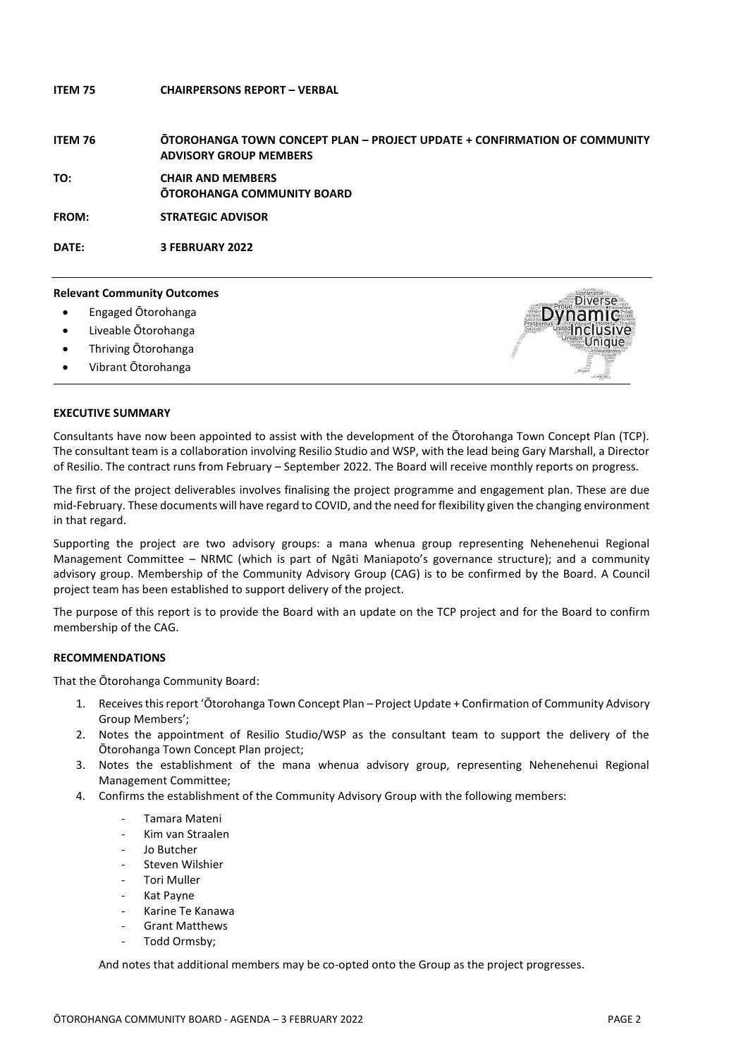**ITEM 75 CHAIRPERSONS REPORT – VERBAL**

**ITEM 76 ŌTOROHANGA TOWN CONCEPT PLAN – PROJECT UPDATE + CONFIRMATION OF COMMUNITY ADVISORY GROUP MEMBERS**

**TO: CHAIR AND MEMBERS**
**ŌTOROHANGA COMMUNITY BOARD**

**FROM: STRATEGIC ADVISOR**

**DATE: 3 FEBRUARY 2022**

**Relevant Community Outcomes**

- Engaged Ōtorohanga
- Liveable Ōtorohanga
- Thriving Ōtorohanga
- Vibrant Ōtorohanga

**EXECUTIVE SUMMARY**

Consultants have now been appointed to assist with the development of the Ōtorohanga Town Concept Plan (TCP). The consultant team is a collaboration involving Resilio Studio and WSP, with the lead being Gary Marshall, a Director of Resilio. The contract runs from February – September 2022. The Board will receive monthly reports on progress.

The first of the project deliverables involves finalising the project programme and engagement plan. These are due mid-February. These documents will have regard to COVID, and the need for flexibility given the changing environment in that regard.

Supporting the project are two advisory groups: a mana whenua group representing Nehenehenui Regional Management Committee – NRMC (which is part of Ngāti Maniapoto's governance structure); and a community advisory group. Membership of the Community Advisory Group (CAG) is to be confirmed by the Board. A Council project team has been established to support delivery of the project.

The purpose of this report is to provide the Board with an update on the TCP project and for the Board to confirm membership of the CAG.

**RECOMMENDATIONS**

That the Ōtorohanga Community Board:

1. Receives this report 'Ōtorohanga Town Concept Plan – Project Update + Confirmation of Community Advisory Group Members';
2. Notes the appointment of Resilio Studio/WSP as the consultant team to support the delivery of the Ōtorohanga Town Concept Plan project;
3. Notes the establishment of the mana whenua advisory group, representing Nehenehenui Regional Management Committee;
4. Confirms the establishment of the Community Advisory Group with the following members:
   - Tamara Mateni
   - Kim van Straalen
   - Jo Butcher
   - Steven Wilshier
   - Tori Muller
   - Kat Payne
   - Karine Te Kanawa
   - Grant Matthews
   - Todd Ormsby;

   And notes that additional members may be co-opted onto the Group as the project progresses.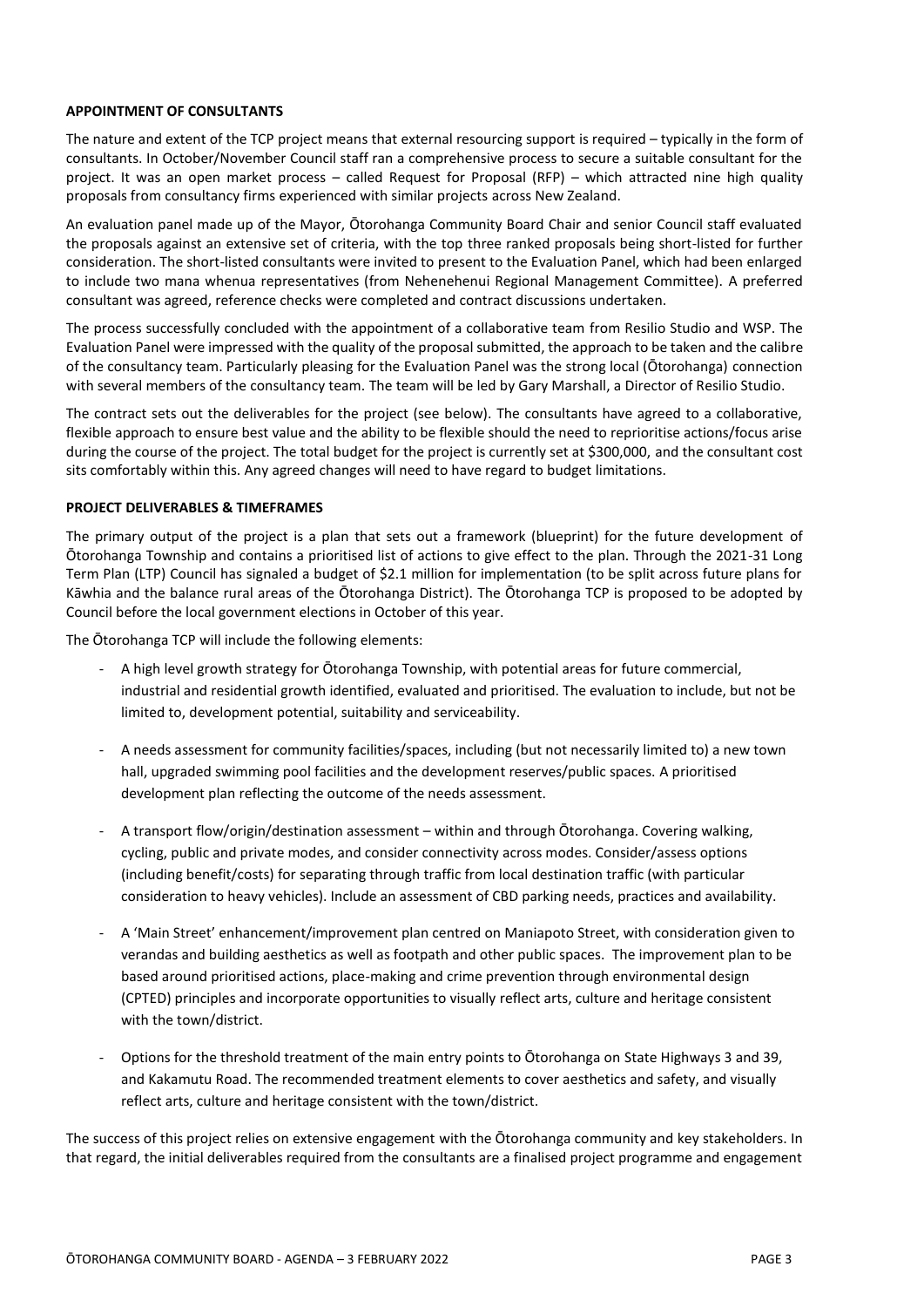**APPOINTMENT OF CONSULTANTS**

The nature and extent of the TCP project means that external resourcing support is required – typically in the form of consultants. In October/November Council staff ran a comprehensive process to secure a suitable consultant for the project. It was an open market process – called Request for Proposal (RFP) – which attracted nine high quality proposals from consultancy firms experienced with similar projects across New Zealand.

An evaluation panel made up of the Mayor, Ōtorohanga Community Board Chair and senior Council staff evaluated the proposals against an extensive set of criteria, with the top three ranked proposals being short-listed for further consideration. The short-listed consultants were invited to present to the Evaluation Panel, which had been enlarged to include two mana whenua representatives (from Nehenehenui Regional Management Committee). A preferred consultant was agreed, reference checks were completed and contract discussions undertaken.

The process successfully concluded with the appointment of a collaborative team from Resilio Studio and WSP. The Evaluation Panel were impressed with the quality of the proposal submitted, the approach to be taken and the calibre of the consultancy team. Particularly pleasing for the Evaluation Panel was the strong local (Ōtorohanga) connection with several members of the consultancy team. The team will be led by Gary Marshall, a Director of Resilio Studio.

The contract sets out the deliverables for the project (see below). The consultants have agreed to a collaborative, flexible approach to ensure best value and the ability to be flexible should the need to reprioritise actions/focus arise during the course of the project. The total budget for the project is currently set at $300,000, and the consultant cost sits comfortably within this. Any agreed changes will need to have regard to budget limitations.

**PROJECT DELIVERABLES & TIMEFRAMES**

The primary output of the project is a plan that sets out a framework (blueprint) for the future development of Ōtorohanga Township and contains a prioritised list of actions to give effect to the plan. Through the 2021-31 Long Term Plan (LTP) Council has signaled a budget of $2.1 million for implementation (to be split across future plans for Kāwhia and the balance rural areas of the Ōtorohanga District). The Ōtorohanga TCP is proposed to be adopted by Council before the local government elections in October of this year.

The Ōtorohanga TCP will include the following elements:

- A high level growth strategy for Ōtorohanga Township, with potential areas for future commercial, industrial and residential growth identified, evaluated and prioritised. The evaluation to include, but not be limited to, development potential, suitability and serviceability.

- A needs assessment for community facilities/spaces, including (but not necessarily limited to) a new town hall, upgraded swimming pool facilities and the development reserves/public spaces. A prioritised development plan reflecting the outcome of the needs assessment.

- A transport flow/origin/destination assessment – within and through Ōtorohanga. Covering walking, cycling, public and private modes, and consider connectivity across modes. Consider/assess options (including benefit/costs) for separating through traffic from local destination traffic (with particular consideration to heavy vehicles). Include an assessment of CBD parking needs, practices and availability.

- A 'Main Street' enhancement/improvement plan centred on Maniapoto Street, with consideration given to verandas and building aesthetics as well as footpath and other public spaces. The improvement plan to be based around prioritised actions, place-making and crime prevention through environmental design (CPTED) principles and incorporate opportunities to visually reflect arts, culture and heritage consistent with the town/district.

- Options for the threshold treatment of the main entry points to Ōtorohanga on State Highways 3 and 39, and Kakamutu Road. The recommended treatment elements to cover aesthetics and safety, and visually reflect arts, culture and heritage consistent with the town/district.

The success of this project relies on extensive engagement with the Ōtorohanga community and key stakeholders. In that regard, the initial deliverables required from the consultants are a finalised project programme and engagement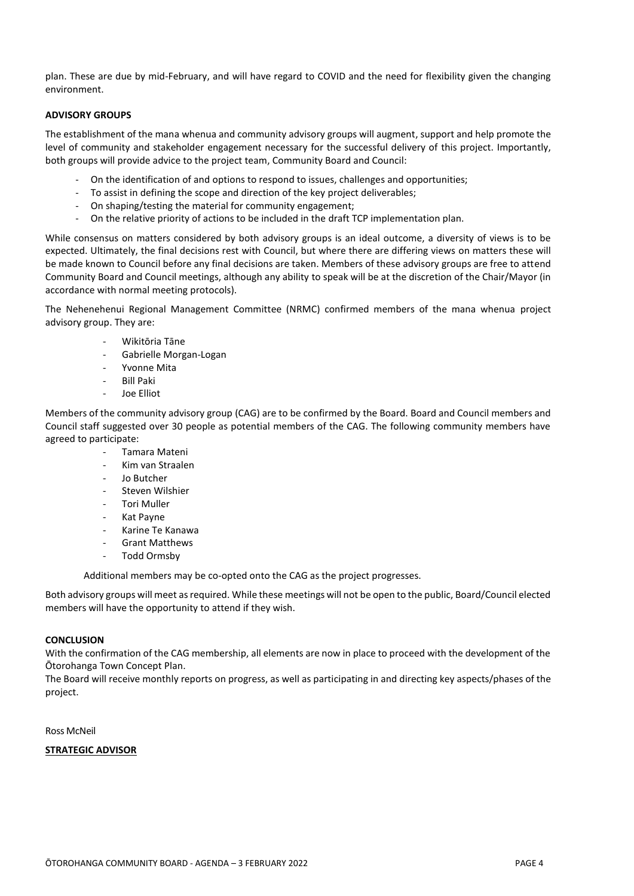plan. These are due by mid-February, and will have regard to COVID and the need for flexibility given the changing environment.

**ADVISORY GROUPS**

The establishment of the mana whenua and community advisory groups will augment, support and help promote the level of community and stakeholder engagement necessary for the successful delivery of this project. Importantly, both groups will provide advice to the project team, Community Board and Council:

- On the identification of and options to respond to issues, challenges and opportunities;
- To assist in defining the scope and direction of the key project deliverables;
- On shaping/testing the material for community engagement;
- On the relative priority of actions to be included in the draft TCP implementation plan.

While consensus on matters considered by both advisory groups is an ideal outcome, a diversity of views is to be expected. Ultimately, the final decisions rest with Council, but where there are differing views on matters these will be made known to Council before any final decisions are taken. Members of these advisory groups are free to attend Community Board and Council meetings, although any ability to speak will be at the discretion of the Chair/Mayor (in accordance with normal meeting protocols).

The Nehenehenui Regional Management Committee (NRMC) confirmed members of the mana whenua project advisory group. They are:

- Wikitōria Tāne
- Gabrielle Morgan-Logan
- Yvonne Mita
- Bill Paki
- Joe Elliot

Members of the community advisory group (CAG) are to be confirmed by the Board. Board and Council members and Council staff suggested over 30 people as potential members of the CAG. The following community members have agreed to participate:

- Tamara Mateni
- Kim van Straalen
- Jo Butcher
- Steven Wilshier
- Tori Muller
- Kat Payne
- Karine Te Kanawa
- Grant Matthews
- Todd Ormsby

Additional members may be co-opted onto the CAG as the project progresses.

Both advisory groups will meet as required. While these meetings will not be open to the public, Board/Council elected members will have the opportunity to attend if they wish.

**CONCLUSION**

With the confirmation of the CAG membership, all elements are now in place to proceed with the development of the Ōtorohanga Town Concept Plan.

The Board will receive monthly reports on progress, as well as participating in and directing key aspects/phases of the project.

Ross McNeil

**STRATEGIC ADVISOR**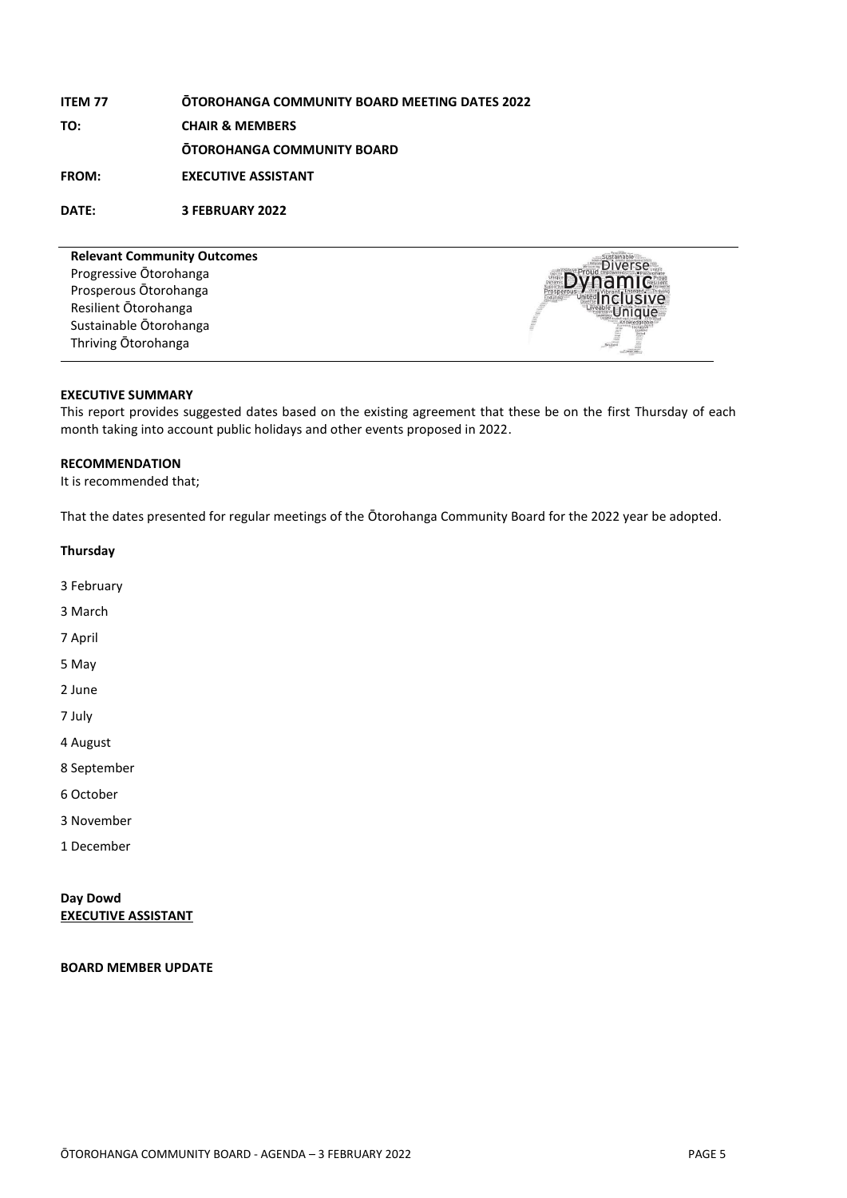**ITEM 77** **ŌTOROHANGA COMMUNITY BOARD MEETING DATES 2022**

**TO:** **CHAIR & MEMBERS**

**ŌTOROHANGA COMMUNITY BOARD**

**FROM:** **EXECUTIVE ASSISTANT**

**DATE:** **3 FEBRUARY 2022**

**Relevant Community Outcomes**
Progressive Ōtorohanga
Prosperous Ōtorohanga
Resilient Ōtorohanga
Sustainable Ōtorohanga
Thriving Ōtorohanga

**EXECUTIVE SUMMARY**
This report provides suggested dates based on the existing agreement that these be on the first Thursday of each month taking into account public holidays and other events proposed in 2022.

**RECOMMENDATION**
It is recommended that;

That the dates presented for regular meetings of the Ōtorohanga Community Board for the 2022 year be adopted.

**Thursday**

3 February

3 March

7 April

5 May

2 June

7 July

4 August

8 September

6 October

3 November

1 December

**Day Dowd**
**EXECUTIVE ASSISTANT**

**BOARD MEMBER UPDATE**